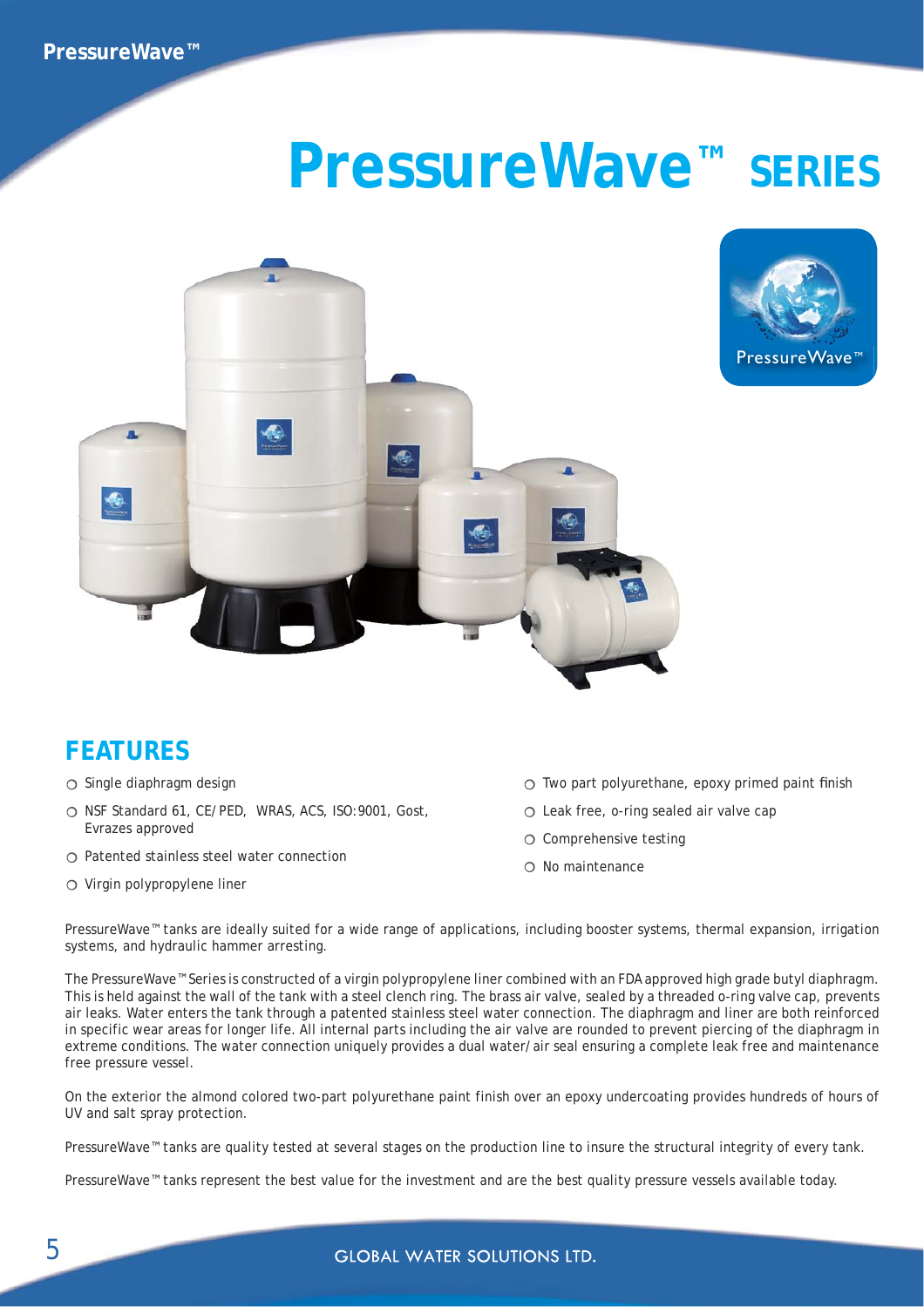# PressureWave™ SERIES

## FEATURES

- Single diaphragm design
- NSF Standard 61, CE/PED, WRAS, ACS, ISO:9001, Gost, Evrazes approved
- Patented stainless steel water connection
- Virgin polypropylene liner
- Two part polyurethane, epoxy primed paint finish
- Leak free, o-ring sealed air valve cap
- Comprehensive testing
- No maintenance

PressureWave™ tanks are ideally suited for a wide range of applications, including booster systems, thermal expansion, irrigation systems, and hydraulic hammer arresting.

The PressureWave™ Series is constructed of a virgin polypropylene liner combined with an FDA approved high grade butyl diaphragm. This is held against the wall of the tank with a steel clench ring. The brass air valve, sealed by a threaded o-ring valve cap, prevents air leaks. Water enters the tank through a patented stainless steel water connection. The diaphragm and liner are both reinforced in specific wear areas for longer life. All internal parts including the air valve are rounded to prevent piercing of the diaphragm in extreme conditions. The water connection uniquely provides a dual water/air seal ensuring a complete leak free and maintenance free pressure vessel.

On the exterior the almond colored two-part polyurethane paint finish over an epoxy undercoating provides hundreds of hours of UV and salt spray protection.

PressureWave™ tanks are quality tested at several stages on the production line to insure the structural integrity of every tank.

PressureWave™ tanks represent the best value for the investment and are the best quality pressure vessels available today.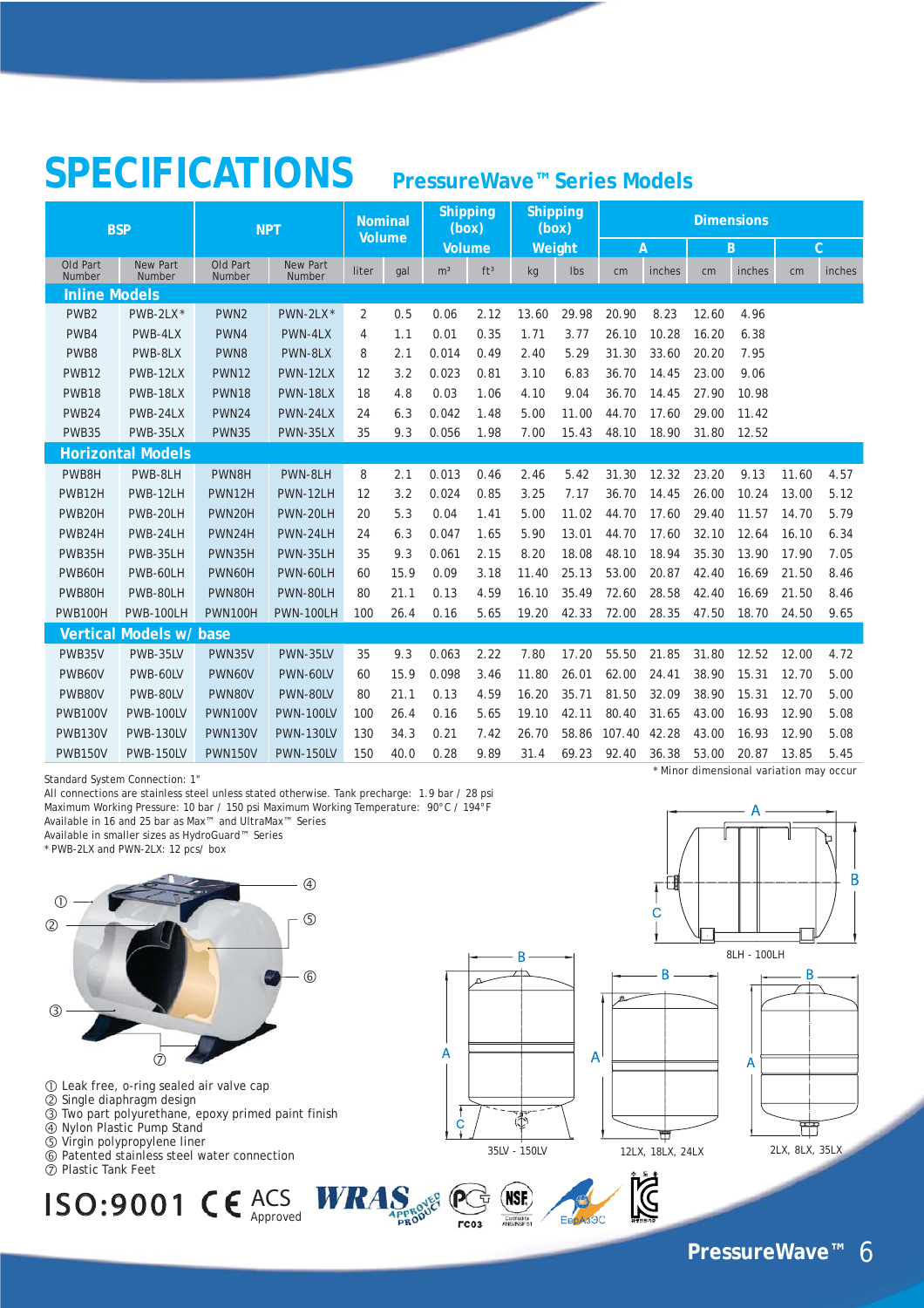# SPECIFICATIONS

## PressureWave™ Series Models

| BSP | | NPT | | Nominal Volume | | Shipping (box) Volume | | Shipping (box) Weight | | Dimensions | | | | | |
|---|---|---|---|---|---|---|---|---|---|---|---|---|---|---|---|
| | | | | | | | | | | A | | B | | C | |
| Old Part Number | New Part Number | Old Part Number | New Part Number | liter | gal | m³ | ft³ | kg | lbs | cm | inches | cm | inches | cm | inches |
| **Inline Models** | | | | | | | | | | | | | | | |
| PWB2 | PWB-2LX* | PWN2 | PWN-2LX* | 2 | 0.5 | 0.06 | 2.12 | 13.60 | 29.98 | 20.90 | 8.23 | 12.60 | 4.96 | | |
| PWB4 | PWB-4LX | PWN4 | PWN-4LX | 4 | 1.1 | 0.01 | 0.35 | 1.71 | 3.77 | 26.10 | 10.28 | 16.20 | 6.38 | | |
| PWB8 | PWB-8LX | PWN8 | PWN-8LX | 8 | 2.1 | 0.014 | 0.49 | 2.40 | 5.29 | 31.30 | 33.60 | 20.20 | 7.95 | | |
| PWB12 | PWB-12LX | PWN12 | PWN-12LX | 12 | 3.2 | 0.023 | 0.81 | 3.10 | 6.83 | 36.70 | 14.45 | 23.00 | 9.06 | | |
| PWB18 | PWB-18LX | PWN18 | PWN-18LX | 18 | 4.8 | 0.03 | 1.06 | 4.10 | 9.04 | 36.70 | 14.45 | 27.90 | 10.98 | | |
| PWB24 | PWB-24LX | PWN24 | PWN-24LX | 24 | 6.3 | 0.042 | 1.48 | 5.00 | 11.00 | 44.70 | 17.60 | 29.00 | 11.42 | | |
| PWB35 | PWB-35LX | PWN35 | PWN-35LX | 35 | 9.3 | 0.056 | 1.98 | 7.00 | 15.43 | 48.10 | 18.90 | 31.80 | 12.52 | | |
| **Horizontal Models** | | | | | | | | | | | | | | | |
| PWB8H | PWB-8LH | PWN8H | PWN-8LH | 8 | 2.1 | 0.013 | 0.46 | 2.46 | 5.42 | 31.30 | 12.32 | 23.20 | 9.13 | 11.60 | 4.57 |
| PWB12H | PWB-12LH | PWN12H | PWN-12LH | 12 | 3.2 | 0.024 | 0.85 | 3.25 | 7.17 | 36.70 | 14.45 | 26.00 | 10.24 | 13.00 | 5.12 |
| PWB20H | PWB-20LH | PWN20H | PWN-20LH | 20 | 5.3 | 0.04 | 1.41 | 5.00 | 11.02 | 44.70 | 17.60 | 29.40 | 11.57 | 14.70 | 5.79 |
| PWB24H | PWB-24LH | PWN24H | PWN-24LH | 24 | 6.3 | 0.047 | 1.65 | 5.90 | 13.01 | 44.70 | 17.60 | 32.10 | 12.64 | 16.10 | 6.34 |
| PWB35H | PWB-35LH | PWN35H | PWN-35LH | 35 | 9.3 | 0.061 | 2.15 | 8.20 | 18.08 | 48.10 | 18.94 | 35.30 | 13.90 | 17.90 | 7.05 |
| PWB60H | PWB-60LH | PWN60H | PWN-60LH | 60 | 15.9 | 0.09 | 3.18 | 11.40 | 25.13 | 53.00 | 20.87 | 42.40 | 16.69 | 21.50 | 8.46 |
| PWB80H | PWB-80LH | PWN80H | PWN-80LH | 80 | 21.1 | 0.13 | 4.59 | 16.10 | 35.49 | 72.60 | 28.58 | 42.40 | 16.69 | 21.50 | 8.46 |
| PWB100H | PWB-100LH | PWN100H | PWN-100LH | 100 | 26.4 | 0.16 | 5.65 | 19.20 | 42.33 | 72.00 | 28.35 | 47.50 | 18.70 | 24.50 | 9.65 |
| **Vertical Models w/ base** | | | | | | | | | | | | | | | |
| PWB35V | PWB-35LV | PWN35V | PWN-35LV | 35 | 9.3 | 0.063 | 2.22 | 7.80 | 17.20 | 55.50 | 21.85 | 31.80 | 12.52 | 12.00 | 4.72 |
| PWB60V | PWB-60LV | PWN60V | PWN-60LV | 60 | 15.9 | 0.098 | 3.46 | 11.80 | 26.01 | 62.00 | 24.41 | 38.90 | 15.31 | 12.70 | 5.00 |
| PWB80V | PWB-80LV | PWN80V | PWN-80LV | 80 | 21.1 | 0.13 | 4.59 | 16.20 | 35.71 | 81.50 | 32.09 | 38.90 | 15.31 | 12.70 | 5.00 |
| PWB100V | PWB-100LV | PWN100V | PWN-100LV | 100 | 26.4 | 0.16 | 5.65 | 19.10 | 42.11 | 80.40 | 31.65 | 43.00 | 16.93 | 12.90 | 5.08 |
| PWB130V | PWB-130LV | PWN130V | PWN-130LV | 130 | 34.3 | 0.21 | 7.42 | 26.70 | 58.86 | 107.40 | 42.28 | 43.00 | 16.93 | 12.90 | 5.08 |
| PWB150V | PWB-150LV | PWN150V | PWN-150LV | 150 | 40.0 | 0.28 | 9.89 | 31.4 | 69.23 | 92.40 | 36.38 | 53.00 | 20.87 | 13.85 | 5.45 |

\* Minor dimensional variation may occur

Standard System Connection: 1"
All connections are stainless steel unless stated otherwise. Tank precharge: 1.9 bar / 28 psi
Maximum Working Pressure: 10 bar / 150 psi Maximum Working Temperature: 90°C / 194°F
Available in 16 and 25 bar as Max™ and UltraMax™ Series
Available in smaller sizes as HydroGuard™ Series
* PWB-2LX and PWN-2LX: 12 pcs/ box

① Leak free, o-ring sealed air valve cap
② Single diaphragm design
③ Two part polyurethane, epoxy primed paint finish
④ Nylon Plastic Pump Stand
⑤ Virgin polypropylene liner
⑥ Patented stainless steel water connection
⑦ Plastic Tank Feet

8LH - 100LH

35LV - 150LV

12LX, 18LX, 24LX

2LX, 8LX, 35LX

ISO:9001 CE ACS Approved WRAS APPROVED PRODUCT